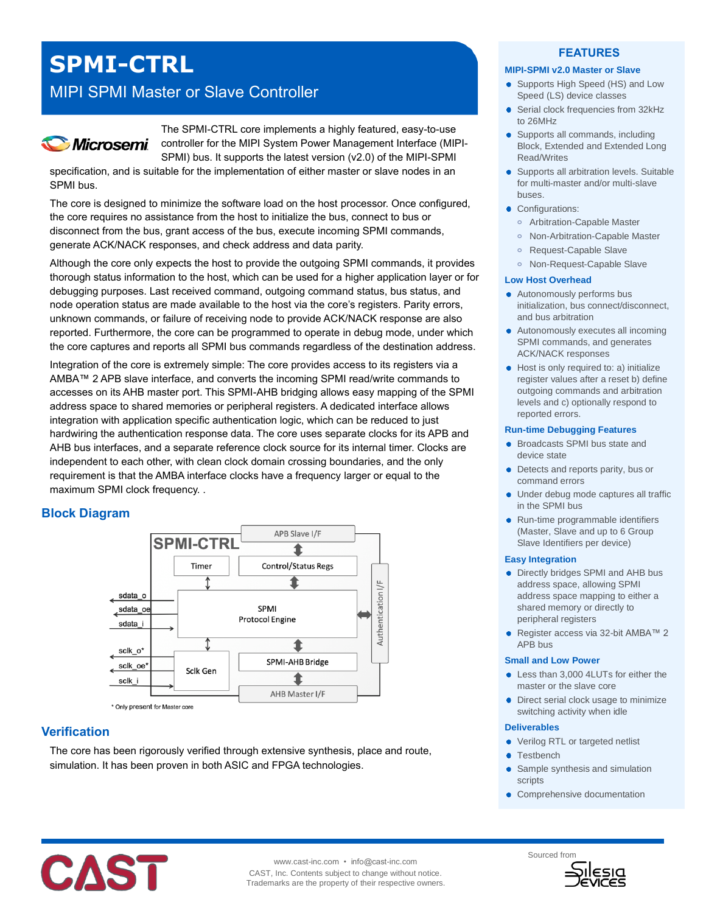# SPMI-CTRL

## MIPI SPMI Master or Slave Controller

Microsemi

The SPMI-CTRL core implements a highly featured, easy-to-use controller for the MIPI System Power Management Interface (MIPI-SPMI) bus. It supports the latest version (v2.0) of the MIPI-SPMI specification, and is suitable for the implementation of either master or slave nodes in an SPMI bus.

The core is designed to minimize the software load on the host processor. Once configured, the core requires no assistance from the host to initialize the bus, connect to bus or disconnect from the bus, grant access of the bus, execute incoming SPMI commands, generate ACK/NACK responses, and check address and data parity.

Although the core only expects the host to provide the outgoing SPMI commands, it provides thorough status information to the host, which can be used for a higher application layer or for debugging purposes. Last received command, outgoing command status, bus status, and node operation status are made available to the host via the core's registers. Parity errors, unknown commands, or failure of receiving node to provide ACK/NACK response are also reported. Furthermore, the core can be programmed to operate in debug mode, under which the core captures and reports all SPMI bus commands regardless of the destination address.

Integration of the core is extremely simple: The core provides access to its registers via a AMBA™ 2 APB slave interface, and converts the incoming SPMI read/write commands to accesses on its AHB master port. This SPMI-AHB bridging allows easy mapping of the SPMI address space to shared memories or peripheral registers. A dedicated interface allows integration with application specific authentication logic, which can be reduced to just hardwiring the authentication response data. The core uses separate clocks for its APB and AHB bus interfaces, and a separate reference clock source for its internal timer. Clocks are independent to each other, with clean clock domain crossing boundaries, and the only requirement is that the AMBA interface clocks have a frequency larger or equal to the maximum SPMI clock frequency. .

## Block Diagram

SPMI-CTRL

APB Slave I/F

Timer

Control/Status Regs

sdata_o

sdata_oe

sdata_i

SPMI Protocol Engine

Authentication I/F

sclk_o*

sclk_oe*

sclk_i

Sclk Gen

SPMI-AHB Bridge

AHB Master I/F

\* Only present for Master core

## Verification

The core has been rigorously verified through extensive synthesis, place and route, simulation. It has been proven in both ASIC and FPGA technologies.

## FEATURES

### MIPI-SPMI v2.0 Master or Slave

- Supports High Speed (HS) and Low Speed (LS) device classes
- Serial clock frequencies from 32kHz to 26MHz
- Supports all commands, including Block, Extended and Extended Long Read/Writes
- Supports all arbitration levels. Suitable for multi-master and/or multi-slave buses.
- Configurations:
  - Arbitration-Capable Master
  - Non-Arbitration-Capable Master
  - Request-Capable Slave
  - Non-Request-Capable Slave

### Low Host Overhead

- Autonomously performs bus initialization, bus connect/disconnect, and bus arbitration
- Autonomously executes all incoming SPMI commands, and generates ACK/NACK responses
- Host is only required to: a) initialize register values after a reset b) define outgoing commands and arbitration levels and c) optionally respond to reported errors.

### Run-time Debugging Features

- Broadcasts SPMI bus state and device state
- Detects and reports parity, bus or command errors
- Under debug mode captures all traffic in the SPMI bus
- Run-time programmable identifiers (Master, Slave and up to 6 Group Slave Identifiers per device)

### Easy Integration

- Directly bridges SPMI and AHB bus address space, allowing SPMI address space mapping to either a shared memory or directly to peripheral registers
- Register access via 32-bit AMBA™ 2 APB bus

### Small and Low Power

- Less than 3,000 4LUTs for either the master or the slave core
- Direct serial clock usage to minimize switching activity when idle

### Deliverables

- Verilog RTL or targeted netlist
- Testbench
- Sample synthesis and simulation scripts
- Comprehensive documentation

CAST

www.cast-inc.com • info@cast-inc.com
CAST, Inc. Contents subject to change without notice.
Trademarks are the property of their respective owners.

Sourced from Silesia Devices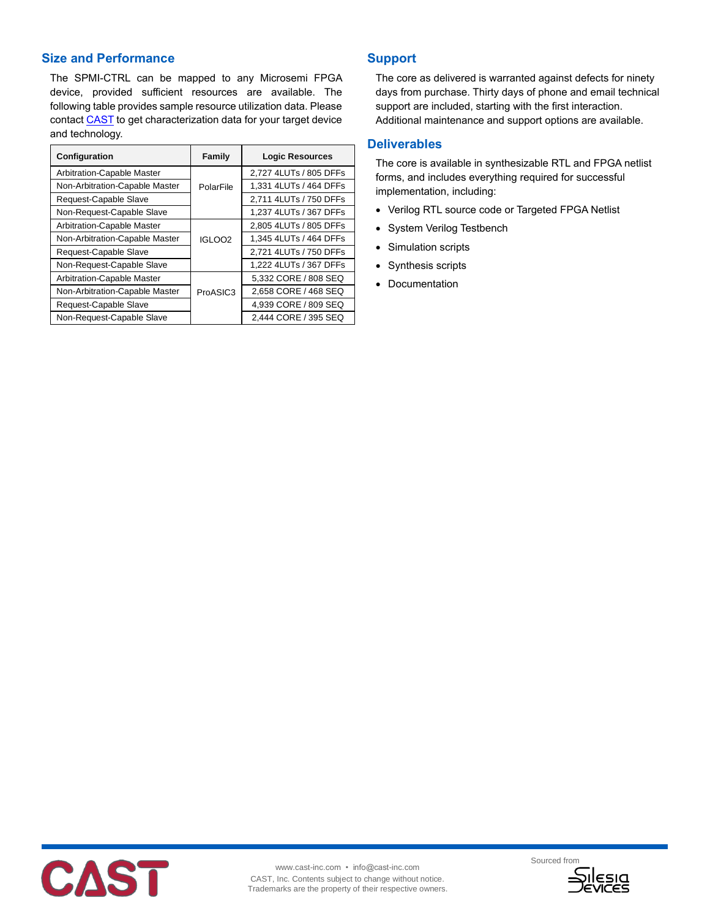## Size and Performance

The SPMI-CTRL can be mapped to any Microsemi FPGA device, provided sufficient resources are available. The following table provides sample resource utilization data. Please contact CAST to get characterization data for your target device and technology.

| Configuration | Family | Logic Resources |
|---|---|---|
| Arbitration-Capable Master | PolarFile | 2,727 4LUTs / 805 DFFs |
| Non-Arbitration-Capable Master | | 1,331 4LUTs / 464 DFFs |
| Request-Capable Slave | | 2,711 4LUTs / 750 DFFs |
| Non-Request-Capable Slave | | 1,237 4LUTs / 367 DFFs |
| Arbitration-Capable Master | IGLOO2 | 2,805 4LUTs / 805 DFFs |
| Non-Arbitration-Capable Master | | 1,345 4LUTs / 464 DFFs |
| Request-Capable Slave | | 2,721 4LUTs / 750 DFFs |
| Non-Request-Capable Slave | | 1,222 4LUTs / 367 DFFs |
| Arbitration-Capable Master | ProASIC3 | 5,332 CORE / 808 SEQ |
| Non-Arbitration-Capable Master | | 2,658 CORE / 468 SEQ |
| Request-Capable Slave | | 4,939 CORE / 809 SEQ |
| Non-Request-Capable Slave | | 2,444 CORE / 395 SEQ |

## Support

The core as delivered is warranted against defects for ninety days from purchase. Thirty days of phone and email technical support are included, starting with the first interaction. Additional maintenance and support options are available.

## Deliverables

The core is available in synthesizable RTL and FPGA netlist forms, and includes everything required for successful implementation, including:

- Verilog RTL source code or Targeted FPGA Netlist
- System Verilog Testbench
- Simulation scripts
- Synthesis scripts
- Documentation

www.cast-inc.com • info@cast-inc.com
CAST, Inc. Contents subject to change without notice.
Trademarks are the property of their respective owners.

Sourced from Silesia Devices